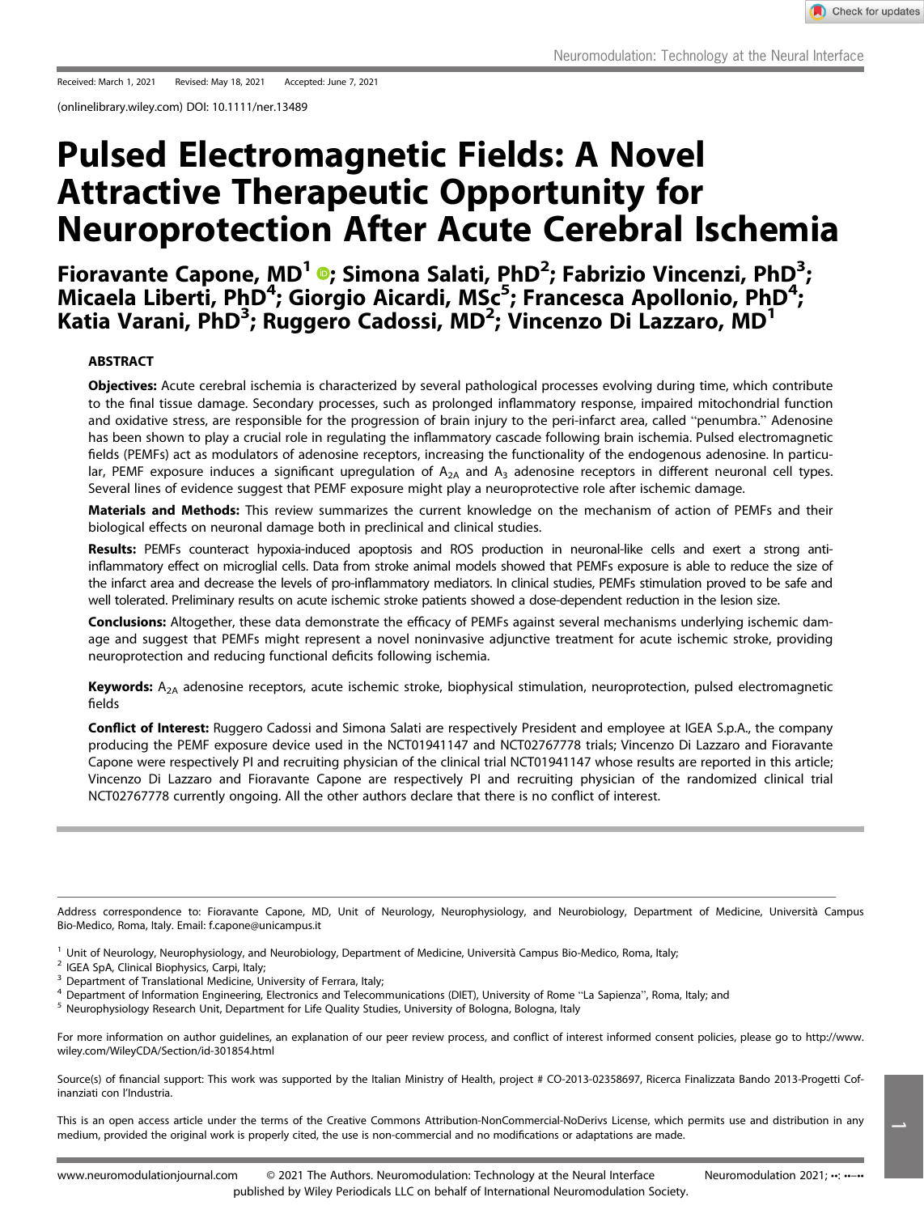Received: March 1, 2021 Revised: May 18, 2021 Accepted: June 7, 2021

(onlinelibrary.wiley.com) DOI: 10.1111/ner.13489

# Pulsed Electromagnetic Fields: A Novel Attractive Therapeutic Opportunity for Neuroprotection After Acute Cerebral Ischemia

**Fioravante Capone, MD[1]; Simona Salati, PhD[2]; Fabrizio Vincenzi, PhD[3]; Micaela Liberti, PhD[4]; Giorgio Aicardi, MSc[5]; Francesca Apollonio, PhD[4]; Katia Varani, PhD[3]; Ruggero Cadossi, MD[2]; Vincenzo Di Lazzaro, MD[1]**

## ABSTRACT

**Objectives:** Acute cerebral ischemia is characterized by several pathological processes evolving during time, which contribute to the final tissue damage. Secondary processes, such as prolonged inflammatory response, impaired mitochondrial function and oxidative stress, are responsible for the progression of brain injury to the peri-infarct area, called "penumbra." Adenosine has been shown to play a crucial role in regulating the inflammatory cascade following brain ischemia. Pulsed electromagnetic fields (PEMFs) act as modulators of adenosine receptors, increasing the functionality of the endogenous adenosine. In particular, PEMF exposure induces a significant upregulation of $A_{2A}$ and $A_3$ adenosine receptors in different neuronal cell types. Several lines of evidence suggest that PEMF exposure might play a neuroprotective role after ischemic damage.

**Materials and Methods:** This review summarizes the current knowledge on the mechanism of action of PEMFs and their biological effects on neuronal damage both in preclinical and clinical studies.

**Results:** PEMFs counteract hypoxia-induced apoptosis and ROS production in neuronal-like cells and exert a strong anti-inflammatory effect on microglial cells. Data from stroke animal models showed that PEMFs exposure is able to reduce the size of the infarct area and decrease the levels of pro-inflammatory mediators. In clinical studies, PEMFs stimulation proved to be safe and well tolerated. Preliminary results on acute ischemic stroke patients showed a dose-dependent reduction in the lesion size.

**Conclusions:** Altogether, these data demonstrate the efficacy of PEMFs against several mechanisms underlying ischemic damage and suggest that PEMFs might represent a novel noninvasive adjunctive treatment for acute ischemic stroke, providing neuroprotection and reducing functional deficits following ischemia.

**Keywords:** $A_{2A}$ adenosine receptors, acute ischemic stroke, biophysical stimulation, neuroprotection, pulsed electromagnetic fields

**Conflict of Interest:** Ruggero Cadossi and Simona Salati are respectively President and employee at IGEA S.p.A., the company producing the PEMF exposure device used in the NCT01941147 and NCT02767778 trials; Vincenzo Di Lazzaro and Fioravante Capone were respectively PI and recruiting physician of the clinical trial NCT01941147 whose results are reported in this article; Vincenzo Di Lazzaro and Fioravante Capone are respectively PI and recruiting physician of the randomized clinical trial NCT02767778 currently ongoing. All the other authors declare that there is no conflict of interest.

---

Address correspondence to: Fioravante Capone, MD, Unit of Neurology, Neurophysiology, and Neurobiology, Department of Medicine, Università Campus Bio-Medico, Roma, Italy. Email: f.capone@unicampus.it

[1] Unit of Neurology, Neurophysiology, and Neurobiology, Department of Medicine, Università Campus Bio-Medico, Roma, Italy;
[2] IGEA SpA, Clinical Biophysics, Carpi, Italy;
[3] Department of Translational Medicine, University of Ferrara, Italy;
[4] Department of Information Engineering, Electronics and Telecommunications (DIET), University of Rome "La Sapienza", Roma, Italy; and
[5] Neurophysiology Research Unit, Department for Life Quality Studies, University of Bologna, Bologna, Italy

For more information on author guidelines, an explanation of our peer review process, and conflict of interest informed consent policies, please go to http://www.wiley.com/WileyCDA/Section/id-301854.html

Source(s) of financial support: This work was supported by the Italian Ministry of Health, project # CO-2013-02358697, Ricerca Finalizzata Bando 2013-Progetti Cofinanziati con l'Industria.

This is an open access article under the terms of the Creative Commons Attribution-NonCommercial-NoDerivs License, which permits use and distribution in any medium, provided the original work is properly cited, the use is non-commercial and no modifications or adaptations are made.

© 2021 The Authors. Neuromodulation: Technology at the Neural Interface published by Wiley Periodicals LLC on behalf of International Neuromodulation Society.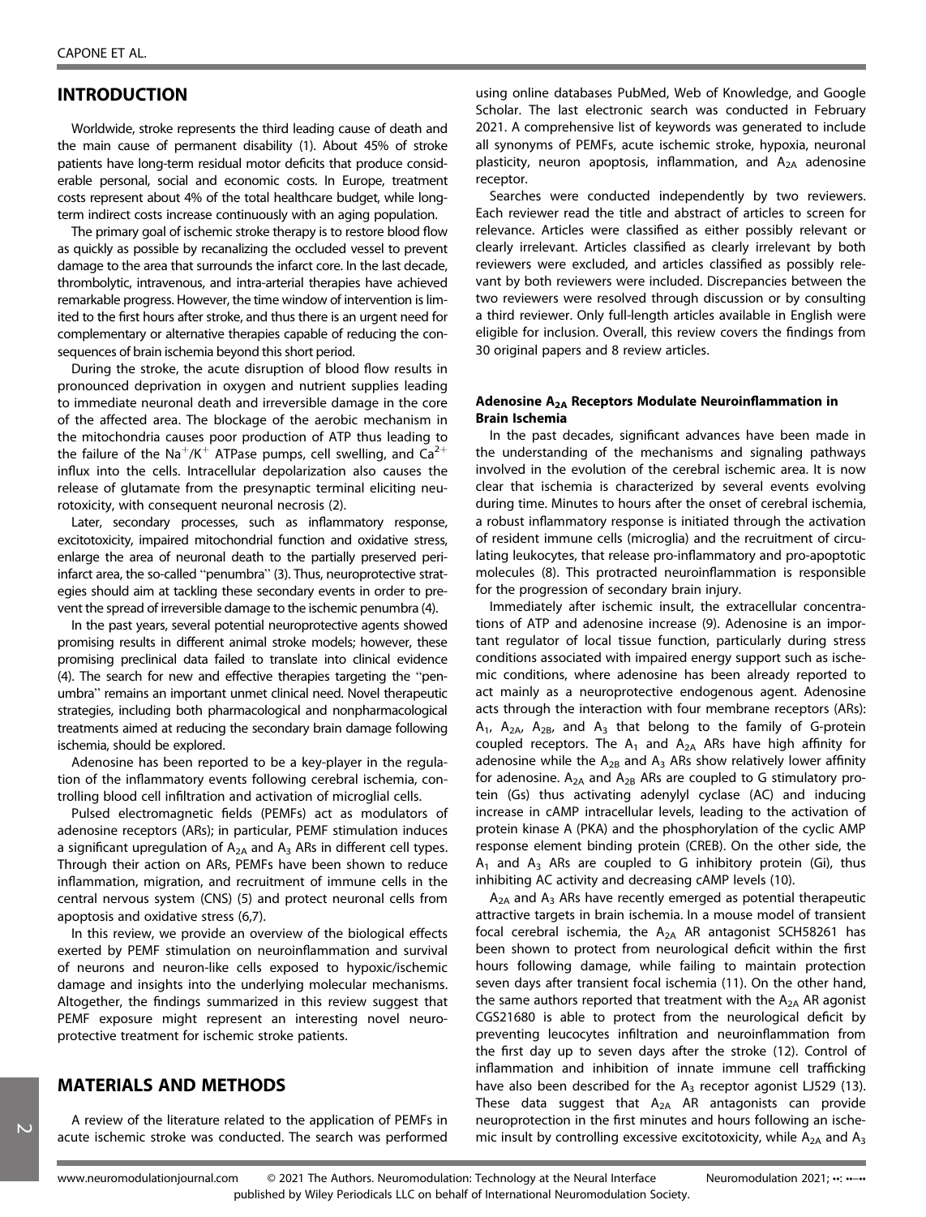## INTRODUCTION

Worldwide, stroke represents the third leading cause of death and the main cause of permanent disability (1). About 45% of stroke patients have long-term residual motor deficits that produce considerable personal, social and economic costs. In Europe, treatment costs represent about 4% of the total healthcare budget, while long-term indirect costs increase continuously with an aging population.

The primary goal of ischemic stroke therapy is to restore blood flow as quickly as possible by recanalizing the occluded vessel to prevent damage to the area that surrounds the infarct core. In the last decade, thrombolytic, intravenous, and intra-arterial therapies have achieved remarkable progress. However, the time window of intervention is limited to the first hours after stroke, and thus there is an urgent need for complementary or alternative therapies capable of reducing the consequences of brain ischemia beyond this short period.

During the stroke, the acute disruption of blood flow results in pronounced deprivation in oxygen and nutrient supplies leading to immediate neuronal death and irreversible damage in the core of the affected area. The blockage of the aerobic mechanism in the mitochondria causes poor production of ATP thus leading to the failure of the $Na^+/K^+$ ATPase pumps, cell swelling, and $Ca^{2+}$ influx into the cells. Intracellular depolarization also causes the release of glutamate from the presynaptic terminal eliciting neurotoxicity, with consequent neuronal necrosis (2).

Later, secondary processes, such as inflammatory response, excitotoxicity, impaired mitochondrial function and oxidative stress, enlarge the area of neuronal death to the partially preserved peri-infarct area, the so-called "penumbra" (3). Thus, neuroprotective strategies should aim at tackling these secondary events in order to prevent the spread of irreversible damage to the ischemic penumbra (4).

In the past years, several potential neuroprotective agents showed promising results in different animal stroke models; however, these promising preclinical data failed to translate into clinical evidence (4). The search for new and effective therapies targeting the "penumbra" remains an important unmet clinical need. Novel therapeutic strategies, including both pharmacological and nonpharmacological treatments aimed at reducing the secondary brain damage following ischemia, should be explored.

Adenosine has been reported to be a key-player in the regulation of the inflammatory events following cerebral ischemia, controlling blood cell infiltration and activation of microglial cells.

Pulsed electromagnetic fields (PEMFs) act as modulators of adenosine receptors (ARs); in particular, PEMF stimulation induces a significant upregulation of $A_{2A}$ and $A_3$ ARs in different cell types. Through their action on ARs, PEMFs have been shown to reduce inflammation, migration, and recruitment of immune cells in the central nervous system (CNS) (5) and protect neuronal cells from apoptosis and oxidative stress (6,7).

In this review, we provide an overview of the biological effects exerted by PEMF stimulation on neuroinflammation and survival of neurons and neuron-like cells exposed to hypoxic/ischemic damage and insights into the underlying molecular mechanisms. Altogether, the findings summarized in this review suggest that PEMF exposure might represent an interesting novel neuroprotective treatment for ischemic stroke patients.

## MATERIALS AND METHODS

A review of the literature related to the application of PEMFs in acute ischemic stroke was conducted. The search was performed using online databases PubMed, Web of Knowledge, and Google Scholar. The last electronic search was conducted in February 2021. A comprehensive list of keywords was generated to include all synonyms of PEMFs, acute ischemic stroke, hypoxia, neuronal plasticity, neuron apoptosis, inflammation, and $A_{2A}$ adenosine receptor.

Searches were conducted independently by two reviewers. Each reviewer read the title and abstract of articles to screen for relevance. Articles were classified as either possibly relevant or clearly irrelevant. Articles classified as clearly irrelevant by both reviewers were excluded, and articles classified as possibly relevant by both reviewers were included. Discrepancies between the two reviewers were resolved through discussion or by consulting a third reviewer. Only full-length articles available in English were eligible for inclusion. Overall, this review covers the findings from 30 original papers and 8 review articles.

### Adenosine $A_{2A}$ Receptors Modulate Neuroinflammation in Brain Ischemia

In the past decades, significant advances have been made in the understanding of the mechanisms and signaling pathways involved in the evolution of the cerebral ischemic area. It is now clear that ischemia is characterized by several events evolving during time. Minutes to hours after the onset of cerebral ischemia, a robust inflammatory response is initiated through the activation of resident immune cells (microglia) and the recruitment of circulating leukocytes, that release pro-inflammatory and pro-apoptotic molecules (8). This protracted neuroinflammation is responsible for the progression of secondary brain injury.

Immediately after ischemic insult, the extracellular concentrations of ATP and adenosine increase (9). Adenosine is an important regulator of local tissue function, particularly during stress conditions associated with impaired energy support such as ischemic conditions, where adenosine has been already reported to act mainly as a neuroprotective endogenous agent. Adenosine acts through the interaction with four membrane receptors (ARs): $A_1$, $A_{2A}$, $A_{2B}$, and $A_3$ that belong to the family of G-protein coupled receptors. The $A_1$ and $A_{2A}$ ARs have high affinity for adenosine while the $A_{2B}$ and $A_3$ ARs show relatively lower affinity for adenosine. $A_{2A}$ and $A_{2B}$ ARs are coupled to G stimulatory protein (Gs) thus activating adenylyl cyclase (AC) and inducing increase in cAMP intracellular levels, leading to the activation of protein kinase A (PKA) and the phosphorylation of the cyclic AMP response element binding protein (CREB). On the other side, the $A_1$ and $A_3$ ARs are coupled to G inhibitory protein (Gi), thus inhibiting AC activity and decreasing cAMP levels (10).

$A_{2A}$ and $A_3$ ARs have recently emerged as potential therapeutic attractive targets in brain ischemia. In a mouse model of transient focal cerebral ischemia, the $A_{2A}$ AR antagonist SCH58261 has been shown to protect from neurological deficit within the first hours following damage, while failing to maintain protection seven days after transient focal ischemia (11). On the other hand, the same authors reported that treatment with the $A_{2A}$ AR agonist CGS21680 is able to protect from the neurological deficit by preventing leucocytes infiltration and neuroinflammation from the first day up to seven days after the stroke (12). Control of inflammation and inhibition of innate immune cell trafficking have also been described for the $A_3$ receptor agonist LJ529 (13). These data suggest that $A_{2A}$ AR antagonists can provide neuroprotection in the first minutes and hours following an ischemic insult by controlling excessive excitotoxicity, while $A_{2A}$ and $A_3$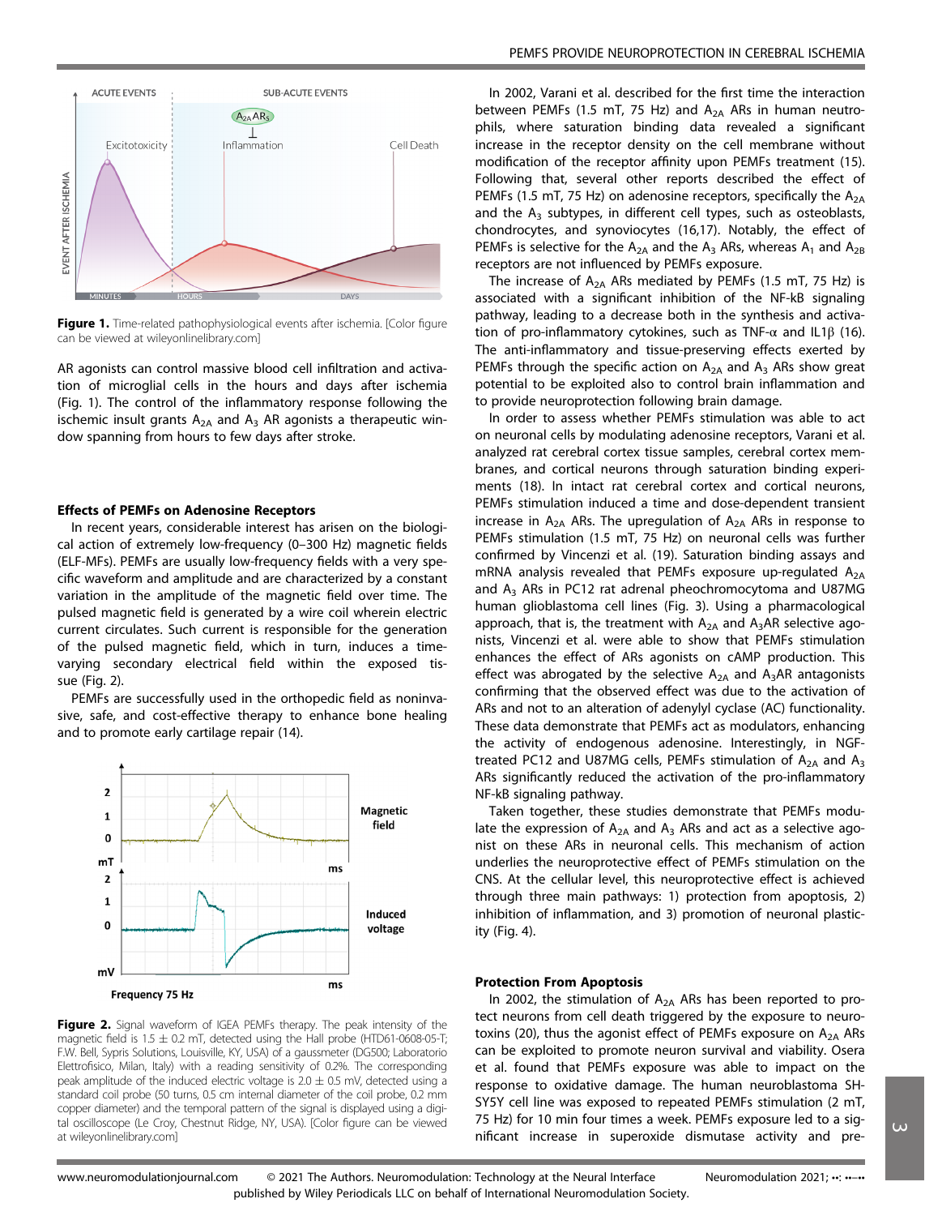Figure 1. Time-related pathophysiological events after ischemia. [Color figure can be viewed at wileyonlinelibrary.com]

AR agonists can control massive blood cell infiltration and activation of microglial cells in the hours and days after ischemia (Fig. 1). The control of the inflammatory response following the ischemic insult grants $A_{2A}$ and $A_3$ AR agonists a therapeutic window spanning from hours to few days after stroke.

### Effects of PEMFs on Adenosine Receptors

In recent years, considerable interest has arisen on the biological action of extremely low-frequency (0–300 Hz) magnetic fields (ELF-MFs). PEMFs are usually low-frequency fields with a very specific waveform and amplitude and are characterized by a constant variation in the amplitude of the magnetic field over time. The pulsed magnetic field is generated by a wire coil wherein electric current circulates. Such current is responsible for the generation of the pulsed magnetic field, which in turn, induces a time-varying secondary electrical field within the exposed tissue (Fig. 2).

PEMFs are successfully used in the orthopedic field as noninvasive, safe, and cost-effective therapy to enhance bone healing and to promote early cartilage repair (14).

Figure 2. Signal waveform of IGEA PEMFs therapy. The peak intensity of the magnetic field is 1.5 ± 0.2 mT, detected using the Hall probe (HTD61-0608-05-T; F.W. Bell, Sypris Solutions, Louisville, KY, USA) of a gaussmeter (DG500; Laboratorio Elettrofisico, Milan, Italy) with a reading sensitivity of 0.2%. The corresponding peak amplitude of the induced electric voltage is 2.0 ± 0.5 mV, detected using a standard coil probe (50 turns, 0.5 cm internal diameter of the coil probe, 0.2 mm copper diameter) and the temporal pattern of the signal is displayed using a digital oscilloscope (Le Croy, Chestnut Ridge, NY, USA). [Color figure can be viewed at wileyonlinelibrary.com]

In 2002, Varani et al. described for the first time the interaction between PEMFs (1.5 mT, 75 Hz) and $A_{2A}$ ARs in human neutrophils, where saturation binding data revealed a significant increase in the receptor density on the cell membrane without modification of the receptor affinity upon PEMFs treatment (15). Following that, several other reports described the effect of PEMFs (1.5 mT, 75 Hz) on adenosine receptors, specifically the $A_{2A}$ and the $A_3$ subtypes, in different cell types, such as osteoblasts, chondrocytes, and synoviocytes (16,17). Notably, the effect of PEMFs is selective for the $A_{2A}$ and the $A_3$ ARs, whereas $A_1$ and $A_{2B}$ receptors are not influenced by PEMFs exposure.

The increase of $A_{2A}$ ARs mediated by PEMFs (1.5 mT, 75 Hz) is associated with a significant inhibition of the NF-kB signaling pathway, leading to a decrease both in the synthesis and activation of pro-inflammatory cytokines, such as TNF-α and IL1β (16). The anti-inflammatory and tissue-preserving effects exerted by PEMFs through the specific action on $A_{2A}$ and $A_3$ ARs show great potential to be exploited also to control brain inflammation and to provide neuroprotection following brain damage.

In order to assess whether PEMFs stimulation was able to act on neuronal cells by modulating adenosine receptors, Varani et al. analyzed rat cerebral cortex tissue samples, cerebral cortex membranes, and cortical neurons through saturation binding experiments (18). In intact rat cerebral cortex and cortical neurons, PEMFs stimulation induced a time and dose-dependent transient increase in $A_{2A}$ ARs. The upregulation of $A_{2A}$ ARs in response to PEMFs stimulation (1.5 mT, 75 Hz) on neuronal cells was further confirmed by Vincenzi et al. (19). Saturation binding assays and mRNA analysis revealed that PEMFs exposure up-regulated $A_{2A}$ and $A_3$ ARs in PC12 rat adrenal pheochromocytoma and U87MG human glioblastoma cell lines (Fig. 3). Using a pharmacological approach, that is, the treatment with $A_{2A}$ and $A_3$AR selective agonists, Vincenzi et al. were able to show that PEMFs stimulation enhances the effect of ARs agonists on cAMP production. This effect was abrogated by the selective $A_{2A}$ and $A_3$AR antagonists confirming that the observed effect was due to the activation of ARs and not to an alteration of adenylyl cyclase (AC) functionality. These data demonstrate that PEMFs act as modulators, enhancing the activity of endogenous adenosine. Interestingly, in NGF-treated PC12 and U87MG cells, PEMFs stimulation of $A_{2A}$ and $A_3$ ARs significantly reduced the activation of the pro-inflammatory NF-kB signaling pathway.

Taken together, these studies demonstrate that PEMFs modulate the expression of $A_{2A}$ and $A_3$ ARs and act as a selective agonist on these ARs in neuronal cells. This mechanism of action underlies the neuroprotective effect of PEMFs stimulation on the CNS. At the cellular level, this neuroprotective effect is achieved through three main pathways: 1) protection from apoptosis, 2) inhibition of inflammation, and 3) promotion of neuronal plasticity (Fig. 4).

### Protection From Apoptosis

In 2002, the stimulation of $A_{2A}$ ARs has been reported to protect neurons from cell death triggered by the exposure to neurotoxins (20), thus the agonist effect of PEMFs exposure on $A_{2A}$ ARs can be exploited to promote neuron survival and viability. Osera et al. found that PEMFs exposure was able to impact on the response to oxidative damage. The human neuroblastoma SH-SY5Y cell line was exposed to repeated PEMFs stimulation (2 mT, 75 Hz) for 10 min four times a week. PEMFs exposure led to a significant increase in superoxide dismutase activity and pre-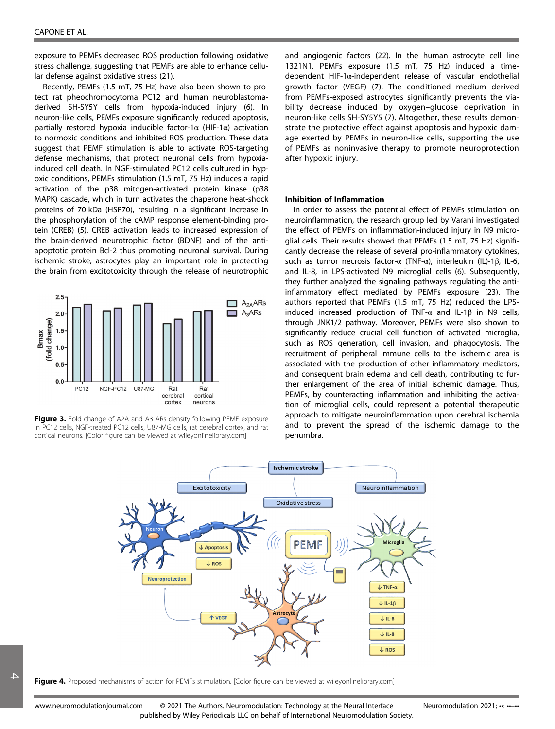exposure to PEMFs decreased ROS production following oxidative stress challenge, suggesting that PEMFs are able to enhance cellular defense against oxidative stress (21).

Recently, PEMFs (1.5 mT, 75 Hz) have also been shown to protect rat pheochromocytoma PC12 and human neuroblastoma-derived SH-SY5Y cells from hypoxia-induced injury (6). In neuron-like cells, PEMFs exposure significantly reduced apoptosis, partially restored hypoxia inducible factor-1α (HIF-1α) activation to normoxic conditions and inhibited ROS production. These data suggest that PEMF stimulation is able to activate ROS-targeting defense mechanisms, that protect neuronal cells from hypoxia-induced cell death. In NGF-stimulated PC12 cells cultured in hypoxic conditions, PEMFs stimulation (1.5 mT, 75 Hz) induces a rapid activation of the p38 mitogen-activated protein kinase (p38 MAPK) cascade, which in turn activates the chaperone heat-shock proteins of 70 kDa (HSP70), resulting in a significant increase in the phosphorylation of the cAMP response element-binding protein (CREB) (5). CREB activation leads to increased expression of the brain-derived neurotrophic factor (BDNF) and of the anti-apoptotic protein Bcl-2 thus promoting neuronal survival. During ischemic stroke, astrocytes play an important role in protecting the brain from excitotoxicity through the release of neurotrophic and angiogenic factors (22). In the human astrocyte cell line 1321N1, PEMFs exposure (1.5 mT, 75 Hz) induced a time-dependent HIF-1α-independent release of vascular endothelial growth factor (VEGF) (7). The conditioned medium derived from PEMFs-exposed astrocytes significantly prevents the viability decrease induced by oxygen–glucose deprivation in neuron-like cells SH-SY5Y5 (7). Altogether, these results demonstrate the protective effect against apoptosis and hypoxic damage exerted by PEMFs in neuron-like cells, supporting the use of PEMFs as noninvasive therapy to promote neuroprotection after hypoxic injury.

**Figure 3.** Fold change of A2A and A3 ARs density following PEMF exposure in PC12 cells, NGF-treated PC12 cells, U87-MG cells, rat cerebral cortex, and rat cortical neurons. [Color figure can be viewed at wileyonlinelibrary.com]

## Inhibition of Inflammation

In order to assess the potential effect of PEMFs stimulation on neuroinflammation, the research group led by Varani investigated the effect of PEMFs on inflammation-induced injury in N9 microglial cells. Their results showed that PEMFs (1.5 mT, 75 Hz) significantly decrease the release of several pro-inflammatory cytokines, such as tumor necrosis factor-α (TNF-α), interleukin (IL)-1β, IL-6, and IL-8, in LPS-activated N9 microglial cells (6). Subsequently, they further analyzed the signaling pathways regulating the anti-inflammatory effect mediated by PEMFs exposure (23). The authors reported that PEMFs (1.5 mT, 75 Hz) reduced the LPS-induced increased production of TNF-α and IL-1β in N9 cells, through JNK1/2 pathway. Moreover, PEMFs were also shown to significantly reduce crucial cell function of activated microglia, such as ROS generation, cell invasion, and phagocytosis. The recruitment of peripheral immune cells to the ischemic area is associated with the production of other inflammatory mediators, and consequent brain edema and cell death, contributing to further enlargement of the area of initial ischemic damage. Thus, PEMFs, by counteracting inflammation and inhibiting the activation of microglial cells, could represent a potential therapeutic approach to mitigate neuroinflammation upon cerebral ischemia and to prevent the spread of the ischemic damage to the penumbra.

**Figure 4.** Proposed mechanisms of action for PEMFs stimulation. [Color figure can be viewed at wileyonlinelibrary.com]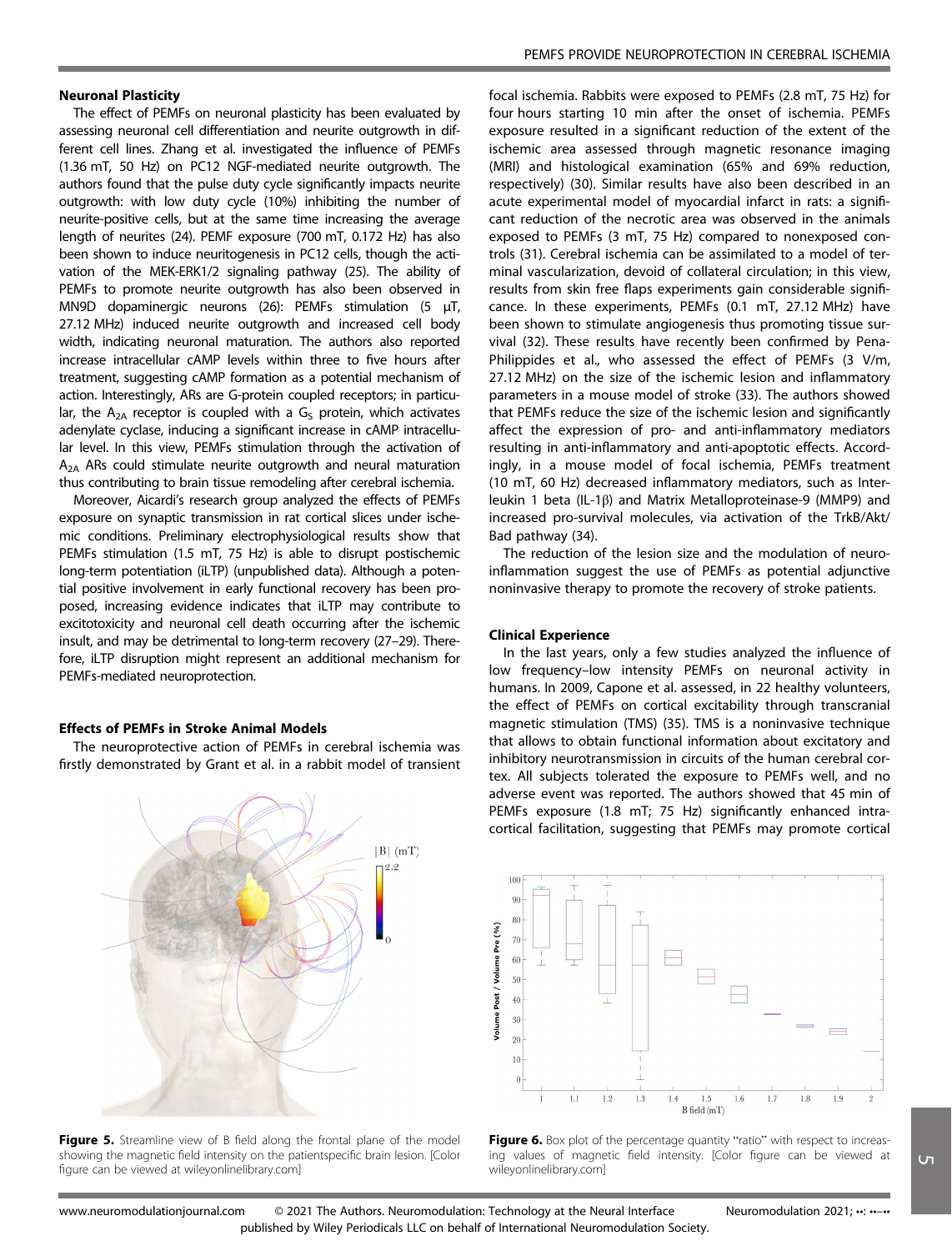### Neuronal Plasticity

The effect of PEMFs on neuronal plasticity has been evaluated by assessing neuronal cell differentiation and neurite outgrowth in different cell lines. Zhang et al. investigated the influence of PEMFs (1.36 mT, 50 Hz) on PC12 NGF-mediated neurite outgrowth. The authors found that the pulse duty cycle significantly impacts neurite outgrowth: with low duty cycle (10%) inhibiting the number of neurite-positive cells, but at the same time increasing the average length of neurites (24). PEMF exposure (700 mT, 0.172 Hz) has also been shown to induce neuritogenesis in PC12 cells, though the activation of the MEK-ERK1/2 signaling pathway (25). The ability of PEMFs to promote neurite outgrowth has also been observed in MN9D dopaminergic neurons (26): PEMFs stimulation (5 μT, 27.12 MHz) induced neurite outgrowth and increased cell body width, indicating neuronal maturation. The authors also reported increase intracellular cAMP levels within three to five hours after treatment, suggesting cAMP formation as a potential mechanism of action. Interestingly, ARs are G-protein coupled receptors; in particular, the $A_{2A}$ receptor is coupled with a $G_S$ protein, which activates adenylate cyclase, inducing a significant increase in cAMP intracellular level. In this view, PEMFs stimulation through the activation of $A_{2A}$ ARs could stimulate neurite outgrowth and neural maturation thus contributing to brain tissue remodeling after cerebral ischemia.

Moreover, Aicardi's research group analyzed the effects of PEMFs exposure on synaptic transmission in rat cortical slices under ischemic conditions. Preliminary electrophysiological results show that PEMFs stimulation (1.5 mT, 75 Hz) is able to disrupt postischemic long-term potentiation (iLTP) (unpublished data). Although a potential positive involvement in early functional recovery has been proposed, increasing evidence indicates that iLTP may contribute to excitotoxicity and neuronal cell death occurring after the ischemic insult, and may be detrimental to long-term recovery (27–29). Therefore, iLTP disruption might represent an additional mechanism for PEMFs-mediated neuroprotection.

### Effects of PEMFs in Stroke Animal Models

The neuroprotective action of PEMFs in cerebral ischemia was firstly demonstrated by Grant et al. in a rabbit model of transient focal ischemia. Rabbits were exposed to PEMFs (2.8 mT, 75 Hz) for four hours starting 10 min after the onset of ischemia. PEMFs exposure resulted in a significant reduction of the extent of the ischemic area assessed through magnetic resonance imaging (MRI) and histological examination (65% and 69% reduction, respectively) (30). Similar results have also been described in an acute experimental model of myocardial infarct in rats: a significant reduction of the necrotic area was observed in the animals exposed to PEMFs (3 mT, 75 Hz) compared to nonexposed controls (31). Cerebral ischemia can be assimilated to a model of terminal vascularization, devoid of collateral circulation; in this view, results from skin free flaps experiments gain considerable significance. In these experiments, PEMFs (0.1 mT, 27.12 MHz) have been shown to stimulate angiogenesis thus promoting tissue survival (32). These results have recently been confirmed by Pena-Philippides et al., who assessed the effect of PEMFs (3 V/m, 27.12 MHz) on the size of the ischemic lesion and inflammatory parameters in a mouse model of stroke (33). The authors showed that PEMFs reduce the size of the ischemic lesion and significantly affect the expression of pro- and anti-inflammatory mediators resulting in anti-inflammatory and anti-apoptotic effects. Accordingly, in a mouse model of focal ischemia, PEMFs treatment (10 mT, 60 Hz) decreased inflammatory mediators, such as Interleukin 1 beta (IL-1β) and Matrix Metalloproteinase-9 (MMP9) and increased pro-survival molecules, via activation of the TrkB/Akt/Bad pathway (34).

The reduction of the lesion size and the modulation of neuroinflammation suggest the use of PEMFs as potential adjunctive noninvasive therapy to promote the recovery of stroke patients.

### Clinical Experience

In the last years, only a few studies analyzed the influence of low frequency–low intensity PEMFs on neuronal activity in humans. In 2009, Capone et al. assessed, in 22 healthy volunteers, the effect of PEMFs on cortical excitability through transcranial magnetic stimulation (TMS) (35). TMS is a noninvasive technique that allows to obtain functional information about excitatory and inhibitory neurotransmission in circuits of the human cerebral cortex. All subjects tolerated the exposure to PEMFs well, and no adverse event was reported. The authors showed that 45 min of PEMFs exposure (1.8 mT; 75 Hz) significantly enhanced intracortical facilitation, suggesting that PEMFs may promote cortical

**Figure 5.** Streamline view of B field along the frontal plane of the model showing the magnetic field intensity on the patientspecific brain lesion. [Color figure can be viewed at wileyonlinelibrary.com]

**Figure 6.** Box plot of the percentage quantity "ratio" with respect to increasing values of magnetic field intensity. [Color figure can be viewed at wileyonlinelibrary.com]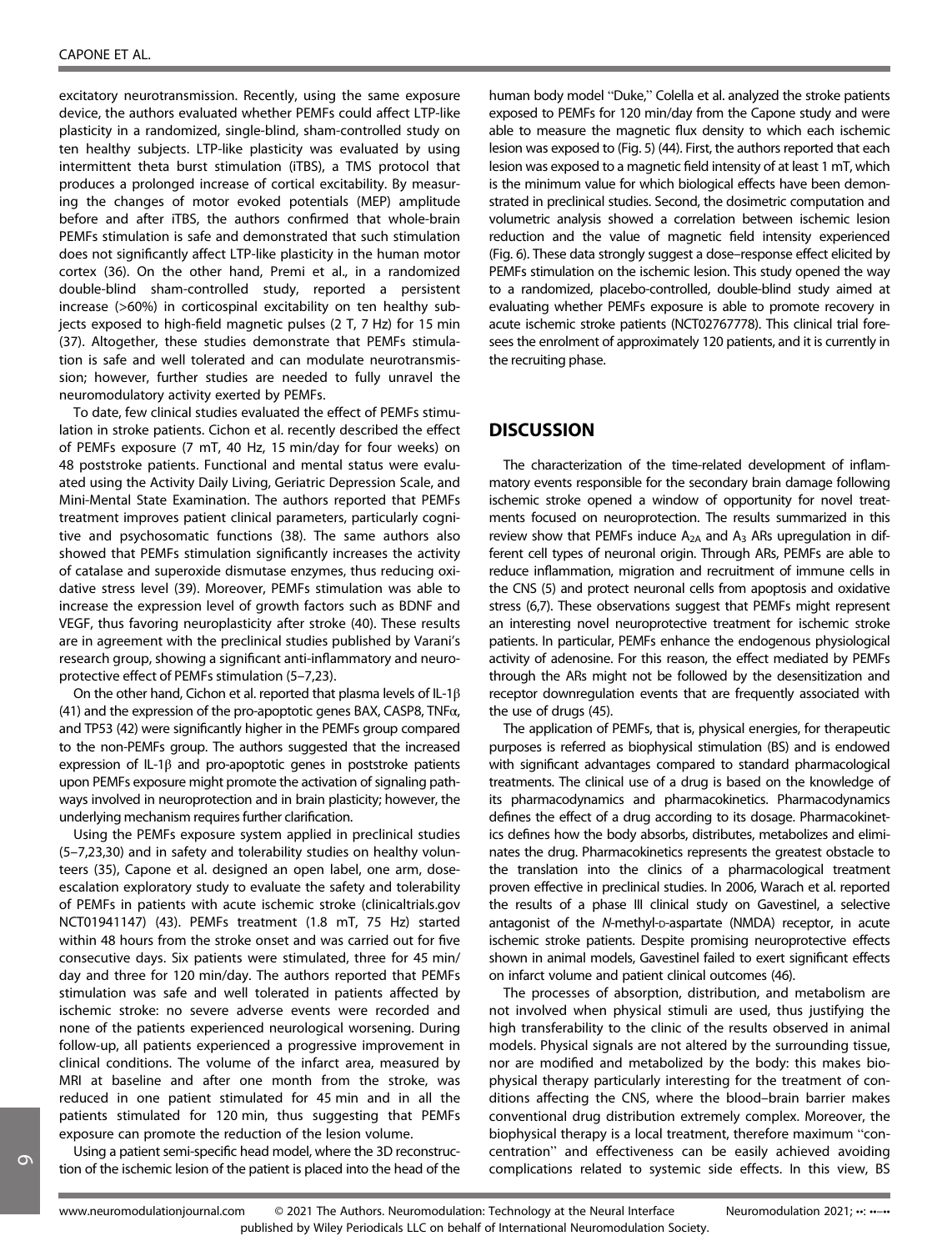excitatory neurotransmission. Recently, using the same exposure device, the authors evaluated whether PEMFs could affect LTP-like plasticity in a randomized, single-blind, sham-controlled study on ten healthy subjects. LTP-like plasticity was evaluated by using intermittent theta burst stimulation (iTBS), a TMS protocol that produces a prolonged increase of cortical excitability. By measuring the changes of motor evoked potentials (MEP) amplitude before and after iTBS, the authors confirmed that whole-brain PEMFs stimulation is safe and demonstrated that such stimulation does not significantly affect LTP-like plasticity in the human motor cortex (36). On the other hand, Premi et al., in a randomized double-blind sham-controlled study, reported a persistent increase (>60%) in corticospinal excitability on ten healthy subjects exposed to high-field magnetic pulses (2 T, 7 Hz) for 15 min (37). Altogether, these studies demonstrate that PEMFs stimulation is safe and well tolerated and can modulate neurotransmission; however, further studies are needed to fully unravel the neuromodulatory activity exerted by PEMFs.

To date, few clinical studies evaluated the effect of PEMFs stimulation in stroke patients. Cichon et al. recently described the effect of PEMFs exposure (7 mT, 40 Hz, 15 min/day for four weeks) on 48 poststroke patients. Functional and mental status were evaluated using the Activity Daily Living, Geriatric Depression Scale, and Mini-Mental State Examination. The authors reported that PEMFs treatment improves patient clinical parameters, particularly cognitive and psychosomatic functions (38). The same authors also showed that PEMFs stimulation significantly increases the activity of catalase and superoxide dismutase enzymes, thus reducing oxidative stress level (39). Moreover, PEMFs stimulation was able to increase the expression level of growth factors such as BDNF and VEGF, thus favoring neuroplasticity after stroke (40). These results are in agreement with the preclinical studies published by Varani's research group, showing a significant anti-inflammatory and neuroprotective effect of PEMFs stimulation (5–7,23).

On the other hand, Cichon et al. reported that plasma levels of IL-1$\beta$ (41) and the expression of the pro-apoptotic genes BAX, CASP8, TNF$\alpha$, and TP53 (42) were significantly higher in the PEMFs group compared to the non-PEMFs group. The authors suggested that the increased expression of IL-1$\beta$ and pro-apoptotic genes in poststroke patients upon PEMFs exposure might promote the activation of signaling pathways involved in neuroprotection and in brain plasticity; however, the underlying mechanism requires further clarification.

Using the PEMFs exposure system applied in preclinical studies (5–7,23,30) and in safety and tolerability studies on healthy volunteers (35), Capone et al. designed an open label, one arm, dose-escalation exploratory study to evaluate the safety and tolerability of PEMFs in patients with acute ischemic stroke (clinicaltrials.gov NCT01941147) (43). PEMFs treatment (1.8 mT, 75 Hz) started within 48 hours from the stroke onset and was carried out for five consecutive days. Six patients were stimulated, three for 45 min/day and three for 120 min/day. The authors reported that PEMFs stimulation was safe and well tolerated in patients affected by ischemic stroke: no severe adverse events were recorded and none of the patients experienced neurological worsening. During follow-up, all patients experienced a progressive improvement in clinical conditions. The volume of the infarct area, measured by MRI at baseline and after one month from the stroke, was reduced in one patient stimulated for 45 min and in all the patients stimulated for 120 min, thus suggesting that PEMFs exposure can promote the reduction of the lesion volume.

Using a patient semi-specific head model, where the 3D reconstruction of the ischemic lesion of the patient is placed into the head of the human body model "Duke," Colella et al. analyzed the stroke patients exposed to PEMFs for 120 min/day from the Capone study and were able to measure the magnetic flux density to which each ischemic lesion was exposed to (Fig. 5) (44). First, the authors reported that each lesion was exposed to a magnetic field intensity of at least 1 mT, which is the minimum value for which biological effects have been demonstrated in preclinical studies. Second, the dosimetric computation and volumetric analysis showed a correlation between ischemic lesion reduction and the value of magnetic field intensity experienced (Fig. 6). These data strongly suggest a dose–response effect elicited by PEMFs stimulation on the ischemic lesion. This study opened the way to a randomized, placebo-controlled, double-blind study aimed at evaluating whether PEMFs exposure is able to promote recovery in acute ischemic stroke patients (NCT02767778). This clinical trial foresees the enrolment of approximately 120 patients, and it is currently in the recruiting phase.

## DISCUSSION

The characterization of the time-related development of inflammatory events responsible for the secondary brain damage following ischemic stroke opened a window of opportunity for novel treatments focused on neuroprotection. The results summarized in this review show that PEMFs induce $A_{2A}$ and $A_3$ ARs upregulation in different cell types of neuronal origin. Through ARs, PEMFs are able to reduce inflammation, migration and recruitment of immune cells in the CNS (5) and protect neuronal cells from apoptosis and oxidative stress (6,7). These observations suggest that PEMFs might represent an interesting novel neuroprotective treatment for ischemic stroke patients. In particular, PEMFs enhance the endogenous physiological activity of adenosine. For this reason, the effect mediated by PEMFs through the ARs might not be followed by the desensitization and receptor downregulation events that are frequently associated with the use of drugs (45).

The application of PEMFs, that is, physical energies, for therapeutic purposes is referred as biophysical stimulation (BS) and is endowed with significant advantages compared to standard pharmacological treatments. The clinical use of a drug is based on the knowledge of its pharmacodynamics and pharmacokinetics. Pharmacodynamics defines the effect of a drug according to its dosage. Pharmacokinetics defines how the body absorbs, distributes, metabolizes and eliminates the drug. Pharmacokinetics represents the greatest obstacle to the translation into the clinics of a pharmacological treatment proven effective in preclinical studies. In 2006, Warach et al. reported the results of a phase III clinical study on Gavestinel, a selective antagonist of the *N*-methyl-D-aspartate (NMDA) receptor, in acute ischemic stroke patients. Despite promising neuroprotective effects shown in animal models, Gavestinel failed to exert significant effects on infarct volume and patient clinical outcomes (46).

The processes of absorption, distribution, and metabolism are not involved when physical stimuli are used, thus justifying the high transferability to the clinic of the results observed in animal models. Physical signals are not altered by the surrounding tissue, nor are modified and metabolized by the body: this makes biophysical therapy particularly interesting for the treatment of conditions affecting the CNS, where the blood–brain barrier makes conventional drug distribution extremely complex. Moreover, the biophysical therapy is a local treatment, therefore maximum "concentration" and effectiveness can be easily achieved avoiding complications related to systemic side effects. In this view, BS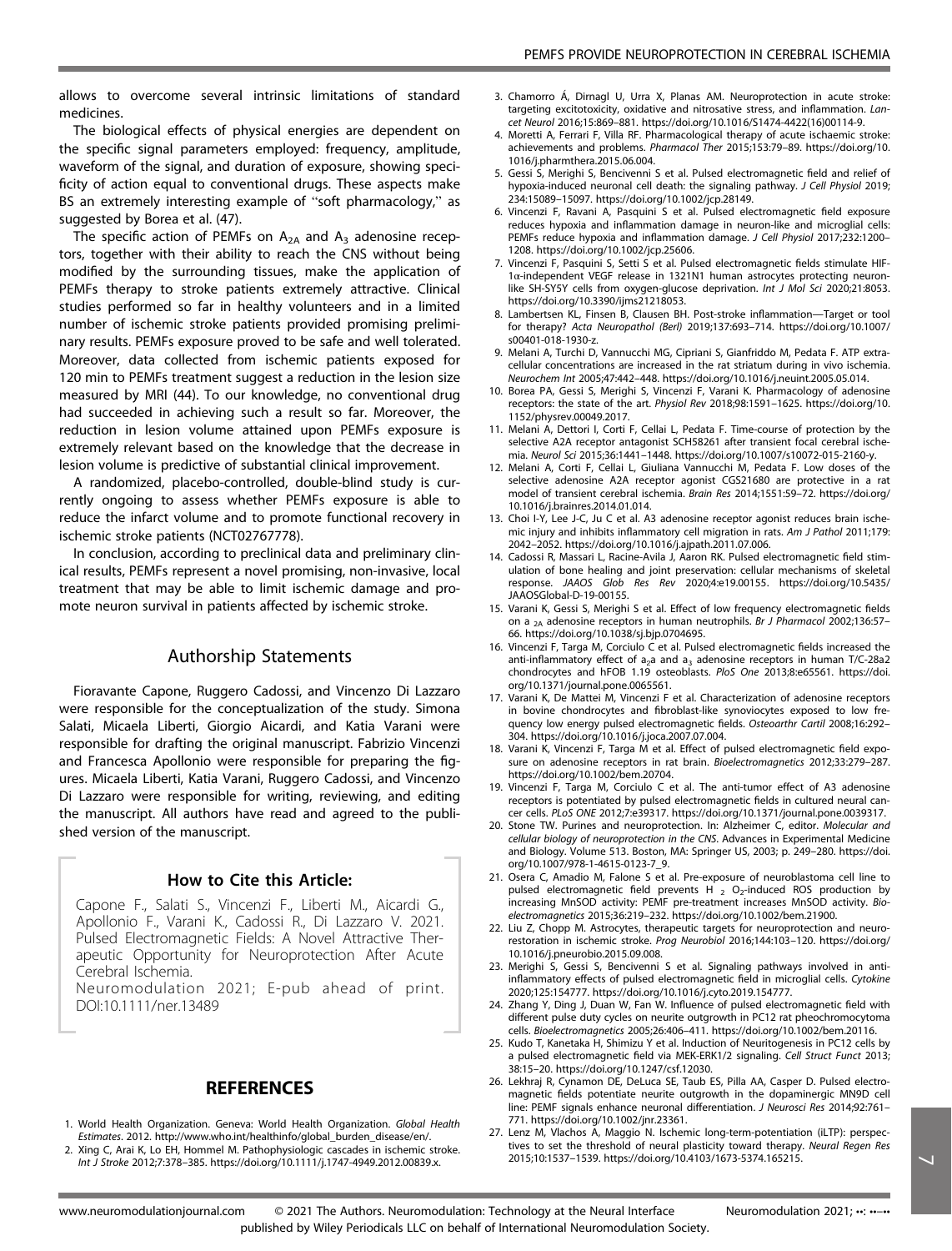allows to overcome several intrinsic limitations of standard medicines.

The biological effects of physical energies are dependent on the specific signal parameters employed: frequency, amplitude, waveform of the signal, and duration of exposure, showing specificity of action equal to conventional drugs. These aspects make BS an extremely interesting example of "soft pharmacology," as suggested by Borea et al. (47).

The specific action of PEMFs on $A_{2A}$ and $A_3$ adenosine receptors, together with their ability to reach the CNS without being modified by the surrounding tissues, make the application of PEMFs therapy to stroke patients extremely attractive. Clinical studies performed so far in healthy volunteers and in a limited number of ischemic stroke patients provided promising preliminary results. PEMFs exposure proved to be safe and well tolerated. Moreover, data collected from ischemic patients exposed for 120 min to PEMFs treatment suggest a reduction in the lesion size measured by MRI (44). To our knowledge, no conventional drug had succeeded in achieving such a result so far. Moreover, the reduction in lesion volume attained upon PEMFs exposure is extremely relevant based on the knowledge that the decrease in lesion volume is predictive of substantial clinical improvement.

A randomized, placebo-controlled, double-blind study is currently ongoing to assess whether PEMFs exposure is able to reduce the infarct volume and to promote functional recovery in ischemic stroke patients (NCT02767778).

In conclusion, according to preclinical data and preliminary clinical results, PEMFs represent a novel promising, non-invasive, local treatment that may be able to limit ischemic damage and promote neuron survival in patients affected by ischemic stroke.

## Authorship Statements

Fioravante Capone, Ruggero Cadossi, and Vincenzo Di Lazzaro were responsible for the conceptualization of the study. Simona Salati, Micaela Liberti, Giorgio Aicardi, and Katia Varani were responsible for drafting the original manuscript. Fabrizio Vincenzi and Francesca Apollonio were responsible for preparing the figures. Micaela Liberti, Katia Varani, Ruggero Cadossi, and Vincenzo Di Lazzaro were responsible for writing, reviewing, and editing the manuscript. All authors have read and agreed to the published version of the manuscript.

### How to Cite this Article:

Capone F., Salati S., Vincenzi F., Liberti M., Aicardi G., Apollonio F., Varani K., Cadossi R., Di Lazzaro V. 2021. Pulsed Electromagnetic Fields: A Novel Attractive Therapeutic Opportunity for Neuroprotection After Acute Cerebral Ischemia.
Neuromodulation 2021; E-pub ahead of print. DOI:10.1111/ner.13489

## REFERENCES

1. World Health Organization. Geneva: World Health Organization. *Global Health Estimates*. 2012. http://www.who.int/healthinfo/global_burden_disease/en/.
2. Xing C, Arai K, Lo EH, Hommel M. Pathophysiologic cascades in ischemic stroke. *Int J Stroke* 2012;7:378–385. https://doi.org/10.1111/j.1747-4949.2012.00839.x.
3. Chamorro Á, Dirnagl U, Urra X, Planas AM. Neuroprotection in acute stroke: targeting excitotoxicity, oxidative and nitrosative stress, and inflammation. *Lancet Neurol* 2016;15:869–881. https://doi.org/10.1016/S1474-4422(16)00114-9.
4. Moretti A, Ferrari F, Villa RF. Pharmacological therapy of acute ischaemic stroke: achievements and problems. *Pharmacol Ther* 2015;153:79–89. https://doi.org/10.1016/j.pharmthera.2015.06.004.
5. Gessi S, Merighi S, Bencivenni S et al. Pulsed electromagnetic field and relief of hypoxia-induced neuronal cell death: the signaling pathway. *J Cell Physiol* 2019; 234:15089–15097. https://doi.org/10.1002/jcp.28149.
6. Vincenzi F, Ravani A, Pasquini S et al. Pulsed electromagnetic field exposure reduces hypoxia and inflammation damage in neuron-like and microglial cells: PEMFs reduce hypoxia and inflammation damage. *J Cell Physiol* 2017;232:1200–1208. https://doi.org/10.1002/jcp.25606.
7. Vincenzi F, Pasquini S, Setti S et al. Pulsed electromagnetic fields stimulate HIF-1α-independent VEGF release in 1321N1 human astrocytes protecting neuron-like SH-SY5Y cells from oxygen-glucose deprivation. *Int J Mol Sci* 2020;21:8053. https://doi.org/10.3390/ijms21218053.
8. Lambertsen KL, Finsen B, Clausen BH. Post-stroke inflammation—Target or tool for therapy? *Acta Neuropathol (Berl)* 2019;137:693–714. https://doi.org/10.1007/s00401-018-1930-z.
9. Melani A, Turchi D, Vannucchi MG, Cipriani S, Gianfriddo M, Pedata F. ATP extracellular concentrations are increased in the rat striatum during in vivo ischemia. *Neurochem Int* 2005;47:442–448. https://doi.org/10.1016/j.neuint.2005.05.014.
10. Borea PA, Gessi S, Merighi S, Vincenzi F, Varani K. Pharmacology of adenosine receptors: the state of the art. *Physiol Rev* 2018;98:1591–1625. https://doi.org/10.1152/physrev.00049.2017.
11. Melani A, Dettori I, Corti F, Cellai L, Pedata F. Time-course of protection by the selective A2A receptor antagonist SCH58261 after transient focal cerebral ischemia. *Neurol Sci* 2015;36:1441–1448. https://doi.org/10.1007/s10072-015-2160-y.
12. Melani A, Corti F, Cellai L, Giuliana Vannucchi M, Pedata F. Low doses of the selective adenosine A2A receptor agonist CGS21680 are protective in a rat model of transient cerebral ischemia. *Brain Res* 2014;1551:59–72. https://doi.org/10.1016/j.brainres.2014.01.014.
13. Choi I-Y, Lee J-C, Ju C et al. A3 adenosine receptor agonist reduces brain ischemic injury and inhibits inflammatory cell migration in rats. *Am J Pathol* 2011;179: 2042–2052. https://doi.org/10.1016/j.ajpath.2011.07.006.
14. Cadossi R, Massari L, Racine-Avila J, Aaron RK. Pulsed electromagnetic field stimulation of bone healing and joint preservation: cellular mechanisms of skeletal response. *JAAOS Glob Res Rev* 2020;4:e19.00155. https://doi.org/10.5435/JAAOSGlobal-D-19-00155.
15. Varani K, Gessi S, Merighi S et al. Effect of low frequency electromagnetic fields on a $_{2A}$ adenosine receptors in human neutrophils. *Br J Pharmacol* 2002;136:57–66. https://doi.org/10.1038/sj.bjp.0704695.
16. Vincenzi F, Targa M, Corciulo C et al. Pulsed electromagnetic fields increased the anti-inflammatory effect of $a_2$a and $a_3$ adenosine receptors in human T/C-28a2 chondrocytes and hFOB 1.19 osteoblasts. *PloS One* 2013;8:e65561. https://doi.org/10.1371/journal.pone.0065561.
17. Varani K, De Mattei M, Vincenzi F et al. Characterization of adenosine receptors in bovine chondrocytes and fibroblast-like synoviocytes exposed to low frequency low energy pulsed electromagnetic fields. *Osteoarthr Cartil* 2008;16:292–304. https://doi.org/10.1016/j.joca.2007.07.004.
18. Varani K, Vincenzi F, Targa M et al. Effect of pulsed electromagnetic field exposure on adenosine receptors in rat brain. *Bioelectromagnetics* 2012;33:279–287. https://doi.org/10.1002/bem.20704.
19. Vincenzi F, Targa M, Corciulo C et al. The anti-tumor effect of A3 adenosine receptors is potentiated by pulsed electromagnetic fields in cultured neural cancer cells. *PLoS ONE* 2012;7:e39317. https://doi.org/10.1371/journal.pone.0039317.
20. Stone TW. Purines and neuroprotection. In: Alzheimer C, editor. *Molecular and cellular biology of neuroprotection in the CNS*. Advances in Experimental Medicine and Biology. Volume 513. Boston, MA: Springer US, 2003; p. 249–280. https://doi.org/10.1007/978-1-4615-0123-7_9.
21. Osera C, Amadio M, Falone S et al. Pre-exposure of neuroblastoma cell line to pulsed electromagnetic field prevents H $_2$ $O_2$-induced ROS production by increasing MnSOD activity: PEMF pre-treatment increases MnSOD activity. *Bioelectromagnetics* 2015;36:219–232. https://doi.org/10.1002/bem.21900.
22. Liu Z, Chopp M. Astrocytes, therapeutic targets for neuroprotection and neurorestoration in ischemic stroke. *Prog Neurobiol* 2016;144:103–120. https://doi.org/10.1016/j.pneurobio.2015.09.008.
23. Merighi S, Gessi S, Bencivenni S et al. Signaling pathways involved in anti-inflammatory effects of pulsed electromagnetic field in microglial cells. *Cytokine* 2020;125:154777. https://doi.org/10.1016/j.cyto.2019.154777.
24. Zhang Y, Ding J, Duan W, Fan W. Influence of pulsed electromagnetic field with different pulse duty cycles on neurite outgrowth in PC12 rat pheochromocytoma cells. *Bioelectromagnetics* 2005;26:406–411. https://doi.org/10.1002/bem.20116.
25. Kudo T, Kanetaka H, Shimizu Y et al. Induction of Neuritogenesis in PC12 cells by a pulsed electromagnetic field via MEK-ERK1/2 signaling. *Cell Struct Funct* 2013; 38:15–20. https://doi.org/10.1247/csf.12030.
26. Lekhraj R, Cynamon DE, DeLuca SE, Taub ES, Pilla AA, Casper D. Pulsed electromagnetic fields potentiate neurite outgrowth in the dopaminergic MN9D cell line: PEMF signals enhance neuronal differentiation. *J Neurosci Res* 2014;92:761–771. https://doi.org/10.1002/jnr.23361.
27. Lenz M, Vlachos A, Maggio N. Ischemic long-term-potentiation (iLTP): perspectives to set the threshold of neural plasticity toward therapy. *Neural Regen Res* 2015;10:1537–1539. https://doi.org/10.4103/1673-5374.165215.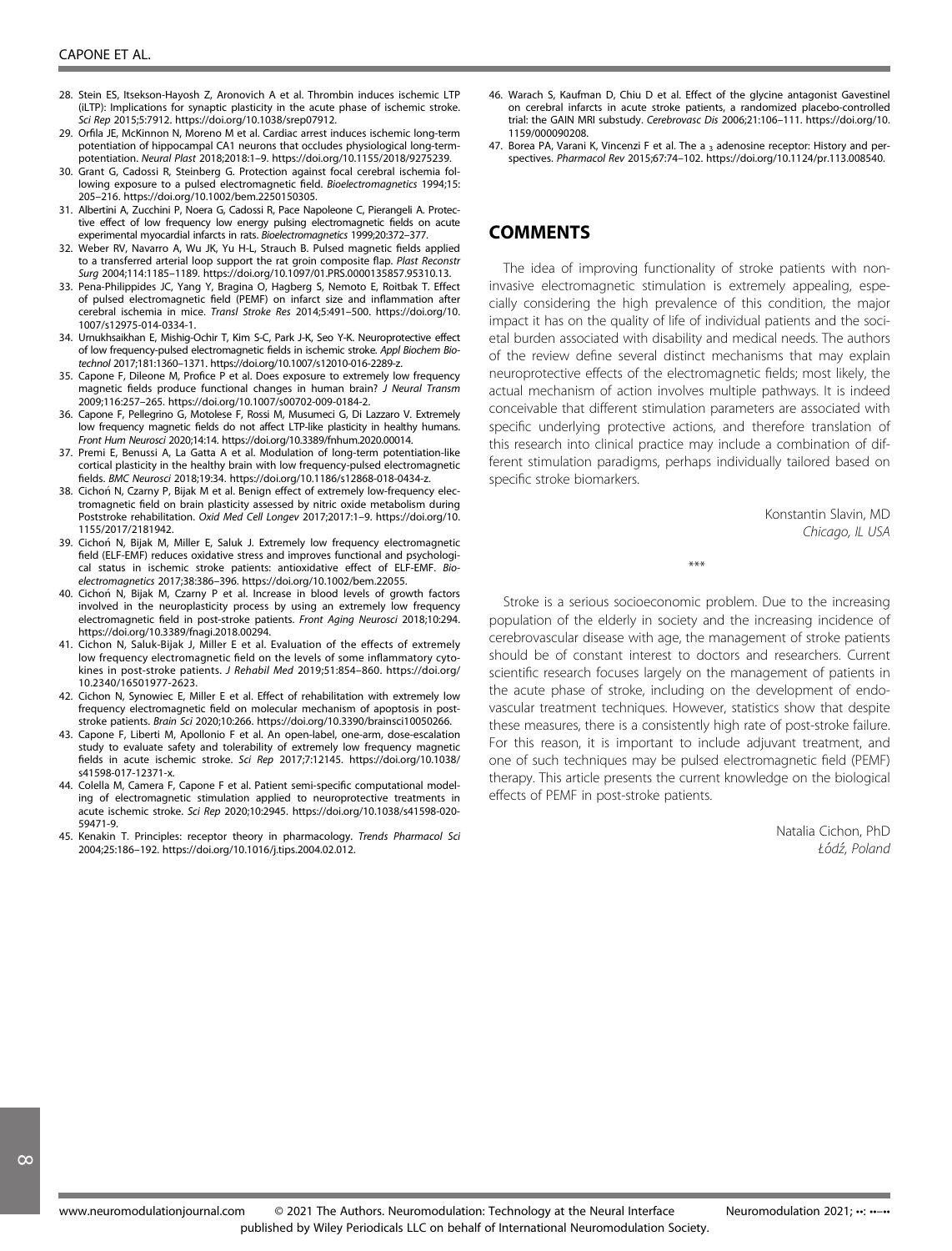28. Stein ES, Itsekson-Hayosh Z, Aronovich A et al. Thrombin induces ischemic LTP (iLTP): Implications for synaptic plasticity in the acute phase of ischemic stroke. *Sci Rep* 2015;5:7912. https://doi.org/10.1038/srep07912.
29. Orfila JE, McKinnon N, Moreno M et al. Cardiac arrest induces ischemic long-term potentiation of hippocampal CA1 neurons that occludes physiological long-term potentiation. *Neural Plast* 2018;2018:1–9. https://doi.org/10.1155/2018/9275239.
30. Grant G, Cadossi R, Steinberg G. Protection against focal cerebral ischemia following exposure to a pulsed electromagnetic field. *Bioelectromagnetics* 1994;15: 205–216. https://doi.org/10.1002/bem.2250150305.
31. Albertini A, Zucchini P, Noera G, Cadossi R, Pace Napoleone C, Pierangeli A. Protective effect of low frequency low energy pulsing electromagnetic fields on acute experimental myocardial infarcts in rats. *Bioelectromagnetics* 1999;20:372–377.
32. Weber RV, Navarro A, Wu JK, Yu H-L, Strauch B. Pulsed magnetic fields applied to a transferred arterial loop support the rat groin composite flap. *Plast Reconstr Surg* 2004;114:1185–1189. https://doi.org/10.1097/01.PRS.0000135857.95310.13.
33. Pena-Philippides JC, Yang Y, Bragina O, Hagberg S, Nemoto E, Roitbak T. Effect of pulsed electromagnetic field (PEMF) on infarct size and inflammation after cerebral ischemia in mice. *Transl Stroke Res* 2014;5:491–500. https://doi.org/10.1007/s12975-014-0334-1.
34. Urnukhsaikhan E, Mishig-Ochir T, Kim S-C, Park J-K, Seo Y-K. Neuroprotective effect of low frequency-pulsed electromagnetic fields in ischemic stroke. *Appl Biochem Biotechnol* 2017;181:1360–1371. https://doi.org/10.1007/s12010-016-2289-z.
35. Capone F, Dileone M, Profice P et al. Does exposure to extremely low frequency magnetic fields produce functional changes in human brain? *J Neural Transm* 2009;116:257–265. https://doi.org/10.1007/s00702-009-0184-2.
36. Capone F, Pellegrino G, Motolese F, Rossi M, Musumeci G, Di Lazzaro V. Extremely low frequency magnetic fields do not affect LTP-like plasticity in healthy humans. *Front Hum Neurosci* 2020;14:14. https://doi.org/10.3389/fnhum.2020.00014.
37. Premi E, Benussi A, La Gatta A et al. Modulation of long-term potentiation-like cortical plasticity in the healthy brain with low frequency-pulsed electromagnetic fields. *BMC Neurosci* 2018;19:34. https://doi.org/10.1186/s12868-018-0434-z.
38. Cichoń N, Czarny P, Bijak M et al. Benign effect of extremely low-frequency electromagnetic field on brain plasticity assessed by nitric oxide metabolism during Poststroke rehabilitation. *Oxid Med Cell Longev* 2017;2017:1–9. https://doi.org/10.1155/2017/2181942.
39. Cichoń N, Bijak M, Miller E, Saluk J. Extremely low frequency electromagnetic field (ELF-EMF) reduces oxidative stress and improves functional and psychological status in ischemic stroke patients: antioxidative effect of ELF-EMF. *Bioelectromagnetics* 2017;38:386–396. https://doi.org/10.1002/bem.22055.
40. Cichoń N, Bijak M, Czarny P et al. Increase in blood levels of growth factors involved in the neuroplasticity process by using an extremely low frequency electromagnetic field in post-stroke patients. *Front Aging Neurosci* 2018;10:294. https://doi.org/10.3389/fnagi.2018.00294.
41. Cichon N, Saluk-Bijak J, Miller E et al. Evaluation of the effects of extremely low frequency electromagnetic field on the levels of some inflammatory cytokines in post-stroke patients. *J Rehabil Med* 2019;51:854–860. https://doi.org/10.2340/16501977-2623.
42. Cichon N, Synowiec E, Miller E et al. Effect of rehabilitation with extremely low frequency electromagnetic field on molecular mechanism of apoptosis in post-stroke patients. *Brain Sci* 2020;10:266. https://doi.org/10.3390/brainsci10050266.
43. Capone F, Liberti M, Apollonio F et al. An open-label, one-arm, dose-escalation study to evaluate safety and tolerability of extremely low frequency magnetic fields in acute ischemic stroke. *Sci Rep* 2017;7:12145. https://doi.org/10.1038/s41598-017-12371-x.
44. Colella M, Camera F, Capone F et al. Patient semi-specific computational modeling of electromagnetic stimulation applied to neuroprotective treatments in acute ischemic stroke. *Sci Rep* 2020;10:2945. https://doi.org/10.1038/s41598-020-59471-9.
45. Kenakin T. Principles: receptor theory in pharmacology. *Trends Pharmacol Sci* 2004;25:186–192. https://doi.org/10.1016/j.tips.2004.02.012.
46. Warach S, Kaufman D, Chiu D et al. Effect of the glycine antagonist Gavestinel on cerebral infarcts in acute stroke patients, a randomized placebo-controlled trial: the GAIN MRI substudy. *Cerebrovasc Dis* 2006;21:106–111. https://doi.org/10.1159/000090208.
47. Borea PA, Varani K, Vincenzi F et al. The a $_3$ adenosine receptor: History and perspectives. *Pharmacol Rev* 2015;67:74–102. https://doi.org/10.1124/pr.113.008540.

## COMMENTS

The idea of improving functionality of stroke patients with noninvasive electromagnetic stimulation is extremely appealing, especially considering the high prevalence of this condition, the major impact it has on the quality of life of individual patients and the societal burden associated with disability and medical needs. The authors of the review define several distinct mechanisms that may explain neuroprotective effects of the electromagnetic fields; most likely, the actual mechanism of action involves multiple pathways. It is indeed conceivable that different stimulation parameters are associated with specific underlying protective actions, and therefore translation of this research into clinical practice may include a combination of different stimulation paradigms, perhaps individually tailored based on specific stroke biomarkers.

Konstantin Slavin, MD
*Chicago, IL USA*

\*\*\*

Stroke is a serious socioeconomic problem. Due to the increasing population of the elderly in society and the increasing incidence of cerebrovascular disease with age, the management of stroke patients should be of constant interest to doctors and researchers. Current scientific research focuses largely on the management of patients in the acute phase of stroke, including on the development of endovascular treatment techniques. However, statistics show that despite these measures, there is a consistently high rate of post-stroke failure. For this reason, it is important to include adjuvant treatment, and one of such techniques may be pulsed electromagnetic field (PEMF) therapy. This article presents the current knowledge on the biological effects of PEMF in post-stroke patients.

Natalia Cichon, PhD
*Łódź, Poland*